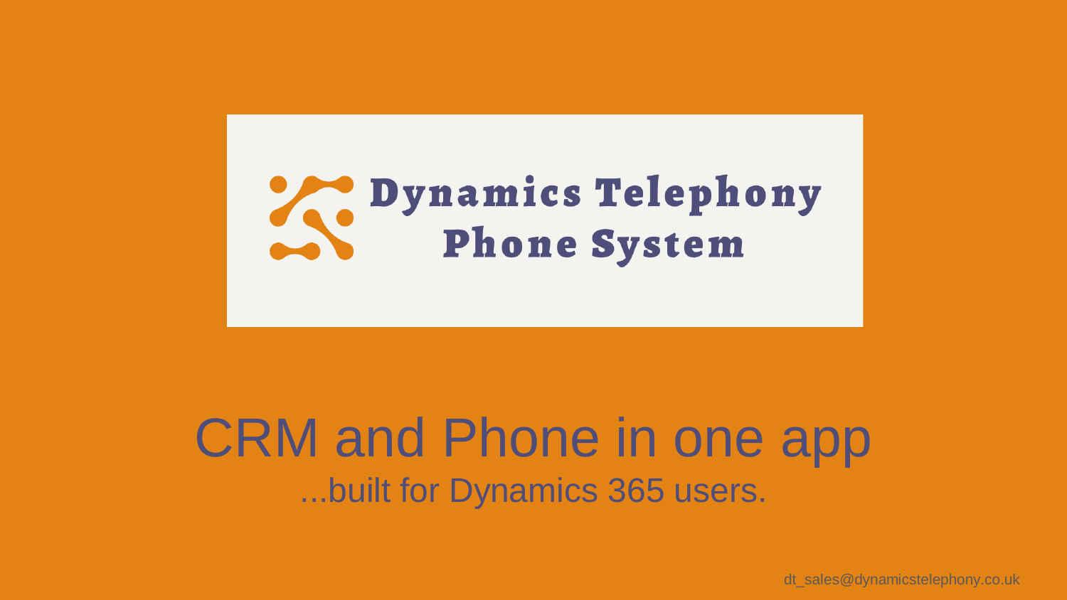# Dynamics Telephony Phone System

## CRM and Phone in one app

...built for Dynamics 365 users.

dt_sales@dynamicstelephony.co.uk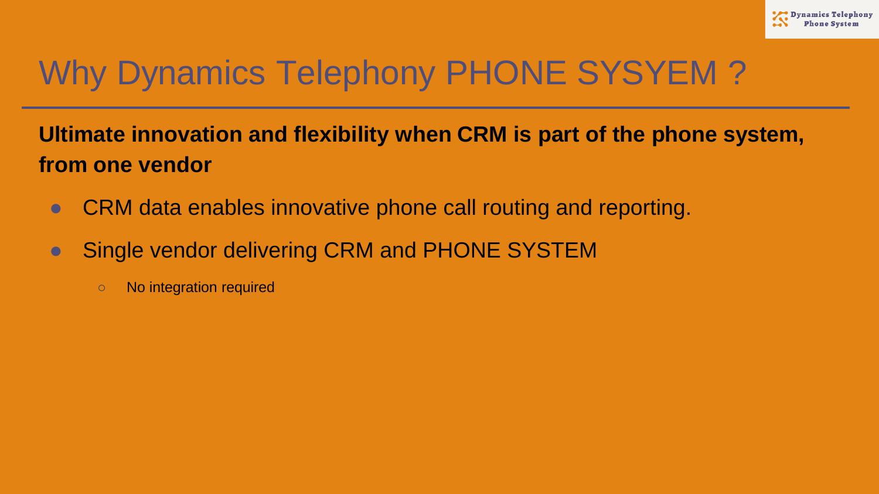# Why Dynamics Telephony PHONE SYSYEM ?

**Ultimate innovation and flexibility when CRM is part of the phone system, from one vendor**

- CRM data enables innovative phone call routing and reporting.
- Single vendor delivering CRM and PHONE SYSTEM
  - No integration required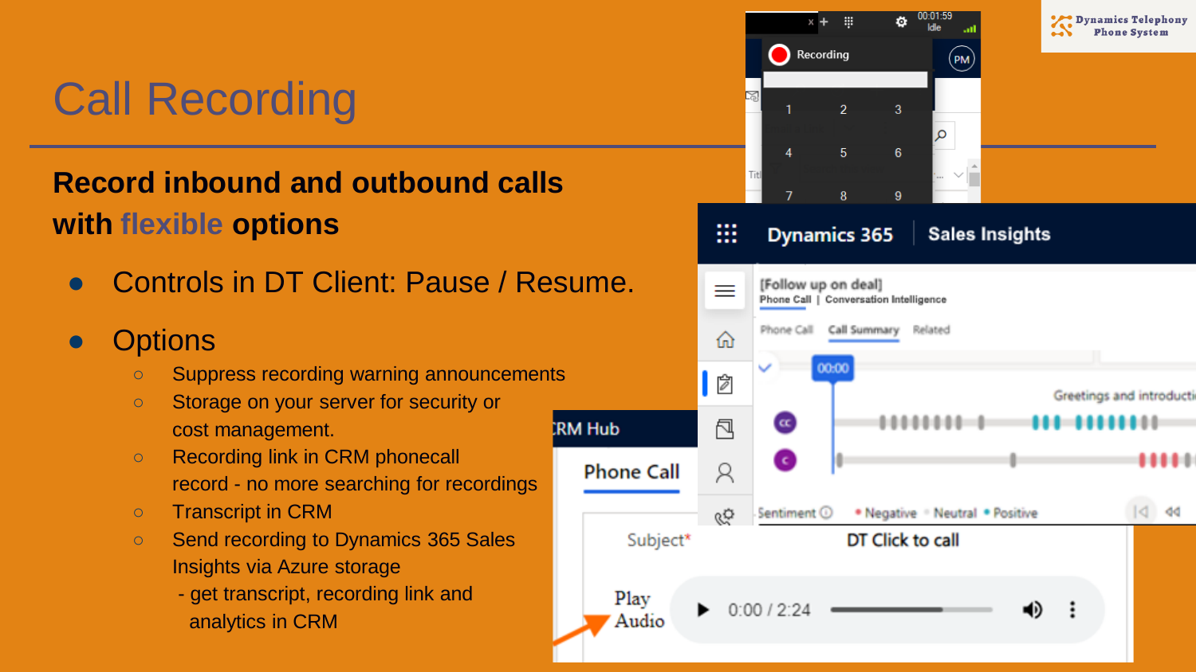# Call Recording

**Record inbound and outbound calls with flexible options**

- Controls in DT Client: Pause / Resume.
- Options
  - Suppress recording warning announcements
  - Storage on your server for security or cost management.
  - Recording link in CRM phonecall record - no more searching for recordings
  - Transcript in CRM
  - Send recording to Dynamics 365 Sales Insights via Azure storage
    - get transcript, recording link and analytics in CRM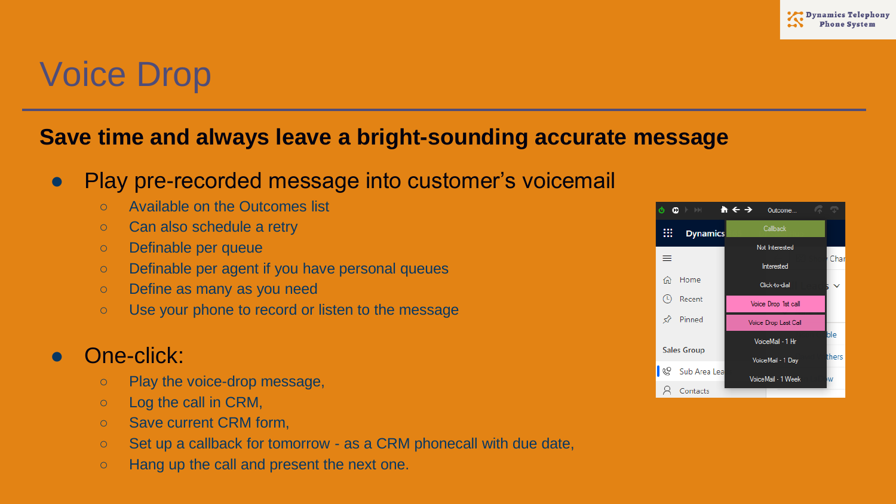# Voice Drop

**Save time and always leave a bright-sounding accurate message**

- Play pre-recorded message into customer's voicemail
  - Available on the Outcomes list
  - Can also schedule a retry
  - Definable per queue
  - Definable per agent if you have personal queues
  - Define as many as you need
  - Use your phone to record or listen to the message

- One-click:
  - Play the voice-drop message,
  - Log the call in CRM,
  - Save current CRM form,
  - Set up a callback for tomorrow - as a CRM phonecall with due date,
  - Hang up the call and present the next one.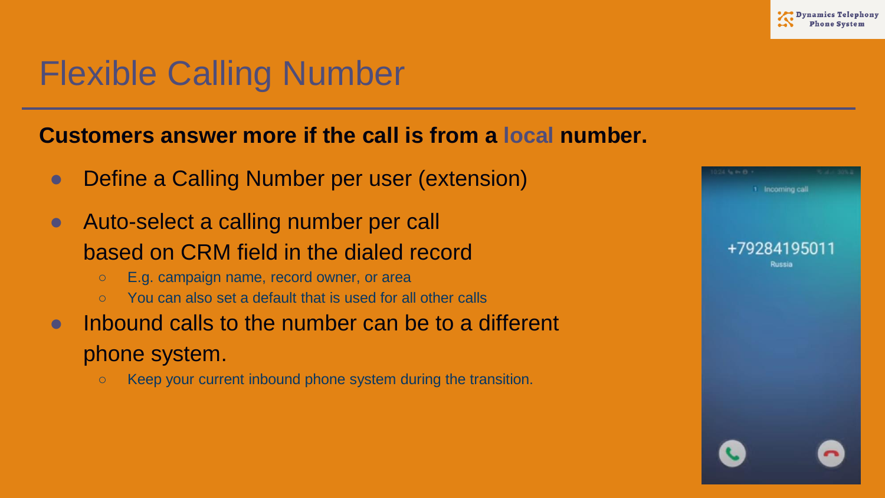# Flexible Calling Number

**Customers answer more if the call is from a local number.**

- Define a Calling Number per user (extension)
- Auto-select a calling number per call based on CRM field in the dialed record
  - E.g. campaign name, record owner, or area
  - You can also set a default that is used for all other calls
- Inbound calls to the number can be to a different phone system.
  - Keep your current inbound phone system during the transition.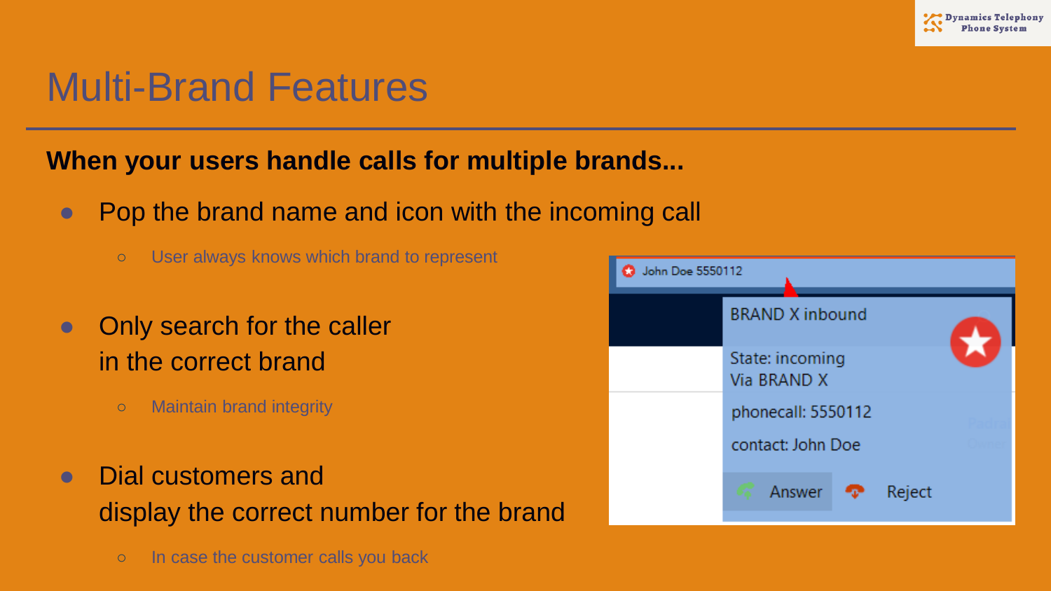# Multi-Brand Features

**When your users handle calls for multiple brands...**

- Pop the brand name and icon with the incoming call
  - User always knows which brand to represent
- Only search for the caller in the correct brand
  - Maintain brand integrity
- Dial customers and display the correct number for the brand
  - In case the customer calls you back

John Doe 5550112

BRAND X inbound

State: incoming
Via BRAND X

phonecall: 5550112

contact: John Doe

Answer Reject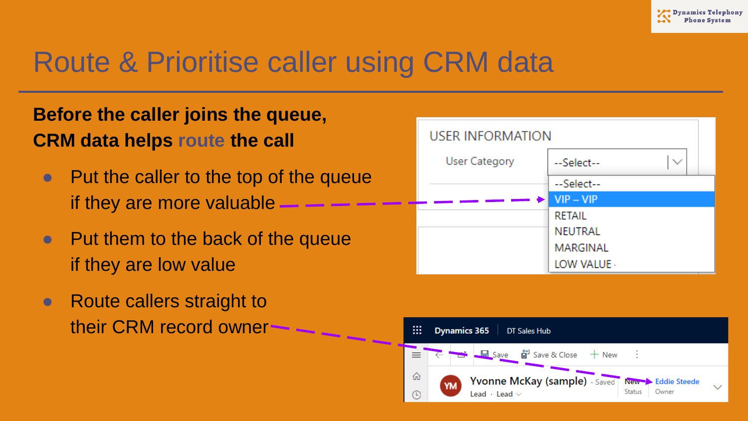# Route & Prioritise caller using CRM data

**Before the caller joins the queue, CRM data helps route the call**

- Put the caller to the top of the queue if they are more valuable
- Put them to the back of the queue if they are low value
- Route callers straight to their CRM record owner

USER INFORMATION

User Category --Select--

--Select--
VIP – VIP
RETAIL
NEUTRAL
MARGINAL
LOW VALUE

Dynamics 365 | DT Sales Hub

Save | Save & Close | + New

Yvonne McKay (sample) - Saved
Lead · Lead

New — Status
Eddie Steede — Owner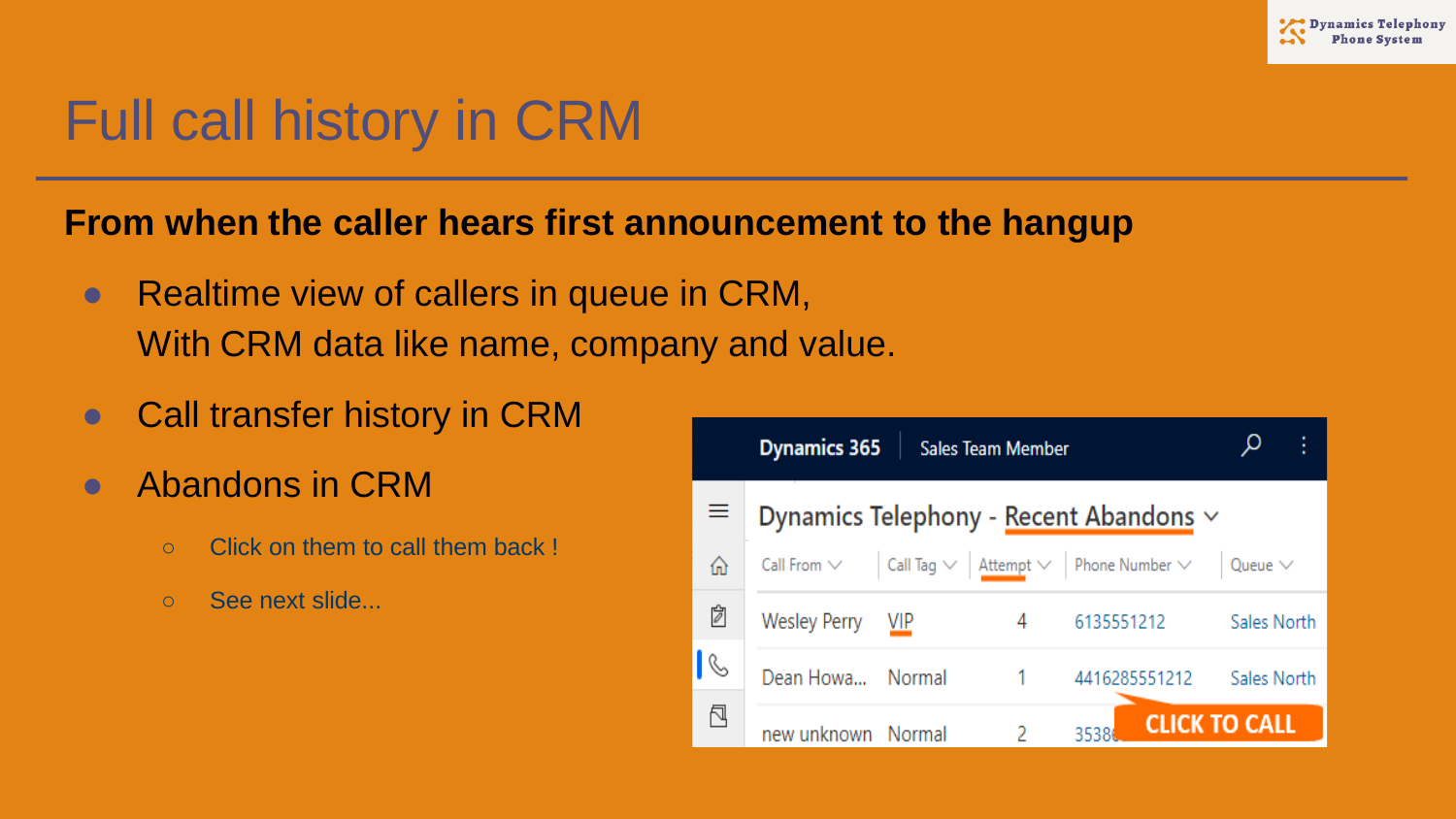# Full call history in CRM

**From when the caller hears first announcement to the hangup**

- Realtime view of callers in queue in CRM,
  With CRM data like name, company and value.
- Call transfer history in CRM
- Abandons in CRM
  - Click on them to call them back !
  - See next slide...

Dynamics 365 | Sales Team Member

Dynamics Telephony - Recent Abandons

| Call From | Call Tag | Attempt | Phone Number | Queue |
| --- | --- | --- | --- | --- |
| Wesley Perry | VIP | 4 | 6135551212 | Sales North |
| Dean Howa... | Normal | 1 | 4416285551212 | Sales North |
| new unknown | Normal | 2 | 35338... | |

CLICK TO CALL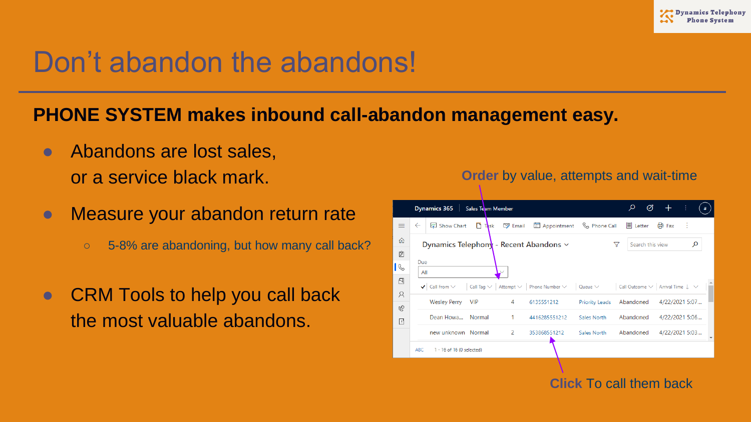# Don’t abandon the abandons!

**PHONE SYSTEM makes inbound call-abandon management easy.**

- Abandons are lost sales, or a service black mark.
- Measure your abandon return rate
  - 5-8% are abandoning, but how many call back?
- CRM Tools to help you call back the most valuable abandons.

**Order** by value, attempts and wait-time

Dynamics 365 | Sales Team Member

Dynamics Telephony - Recent Abandons

Due: All

| Call From | Call Tag | Attempt | Phone Number | Queue | Call Outcome | Arrival Time |
|---|---|---|---|---|---|---|
| Wesley Perry | VIP | 4 | 6135551212 | Priority Leads | Abandoned | 4/22/2021 5:07... |
| Dean Howa... | Normal | 1 | 4416285551212 | Sales North | Abandoned | 4/22/2021 5:06... |
| new unknown | Normal | 2 | 353868551212 | Sales North | Abandoned | 4/22/2021 5:03... |

1 - 16 of 16 (0 selected)

**Click** To call them back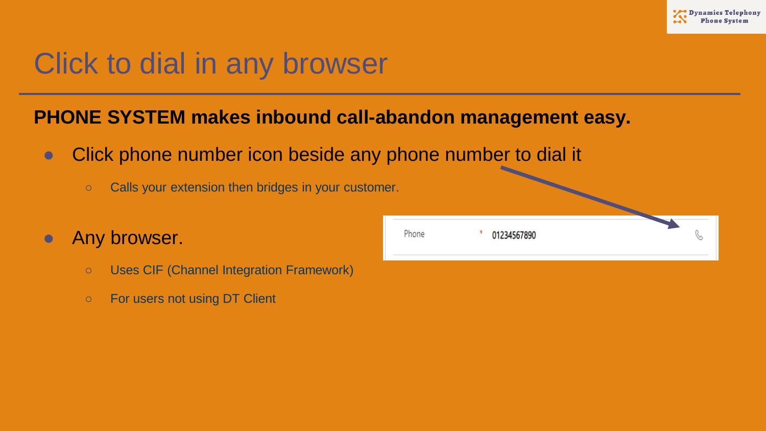# Click to dial in any browser

**PHONE SYSTEM makes inbound call-abandon management easy.**

- Click phone number icon beside any phone number to dial it
  - Calls your extension then bridges in your customer.
- Any browser.
  - Uses CIF (Channel Integration Framework)
  - For users not using DT Client

Phone * 01234567890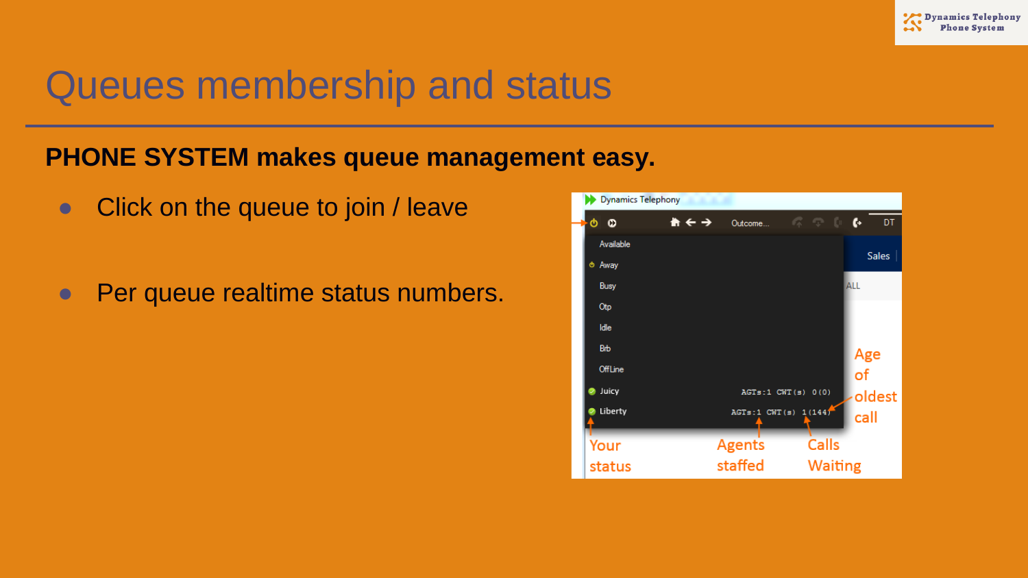# Queues membership and status

**PHONE SYSTEM makes queue management easy.**

- Click on the queue to join / leave
- Per queue realtime status numbers.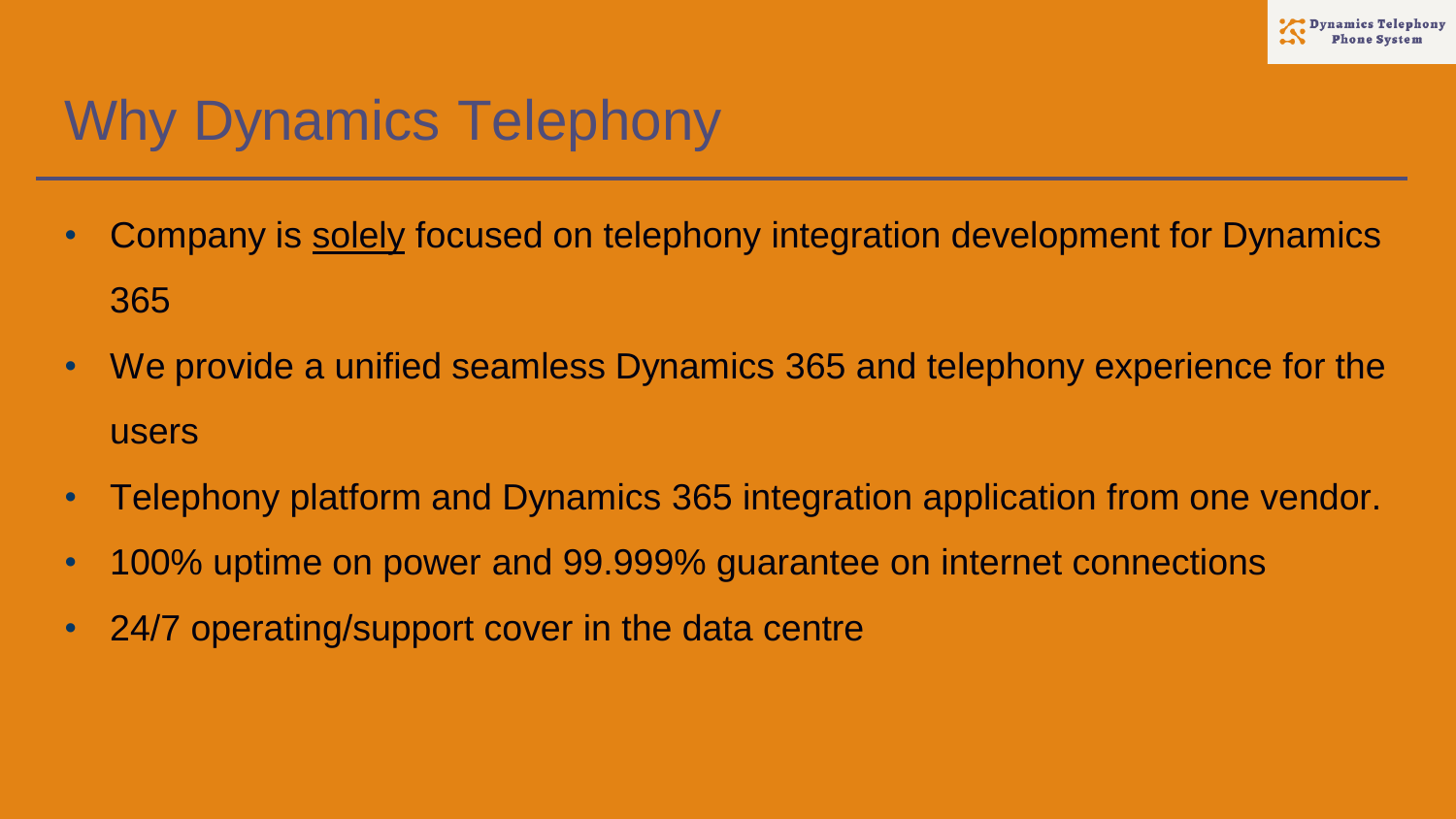# Why Dynamics Telephony

- Company is <u>solely</u> focused on telephony integration development for Dynamics 365
- We provide a unified seamless Dynamics 365 and telephony experience for the users
- Telephony platform and Dynamics 365 integration application from one vendor.
- 100% uptime on power and 99.999% guarantee on internet connections
- 24/7 operating/support cover in the data centre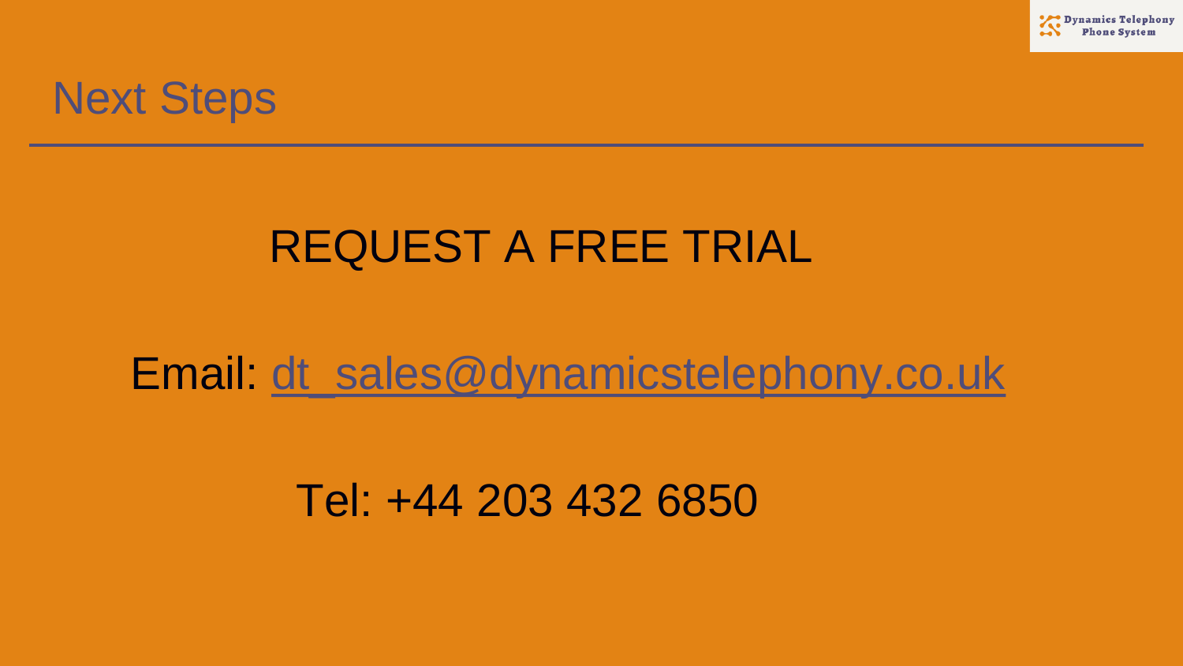# Next Steps

REQUEST A FREE TRIAL

Email: [dt_sales@dynamicstelephony.co.uk](mailto:dt_sales@dynamicstelephony.co.uk)

Tel: +44 203 432 6850